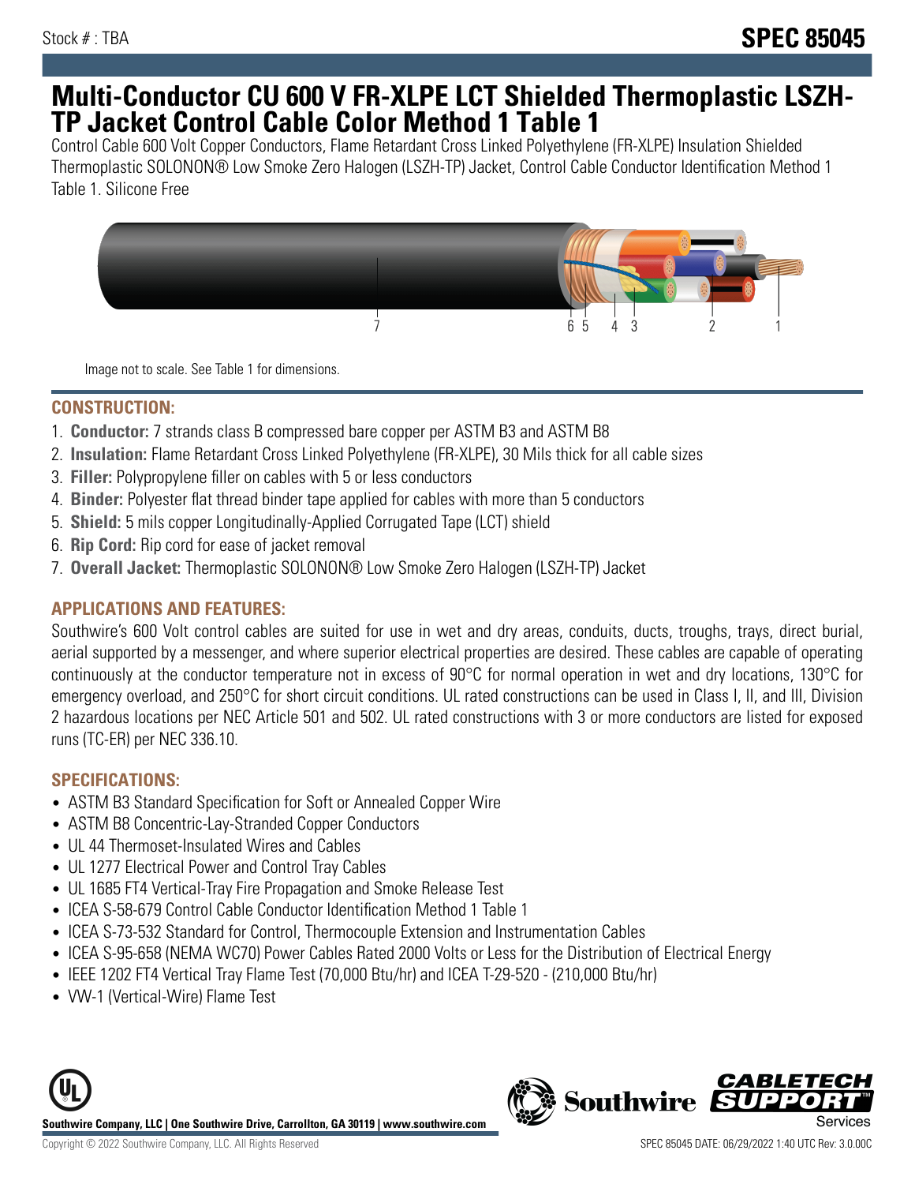Stock # : TBA

# SPEC 85045

# Multi-Conductor CU 600 V FR-XLPE LCT Shielded Thermoplastic LSZH-TP Jacket Control Cable Color Method 1 Table 1

Control Cable 600 Volt Copper Conductors, Flame Retardant Cross Linked Polyethylene (FR-XLPE) Insulation Shielded Thermoplastic SOLONON® Low Smoke Zero Halogen (LSZH-TP) Jacket, Control Cable Conductor Identification Method 1 Table 1. Silicone Free

Image not to scale. See Table 1 for dimensions.

## CONSTRUCTION:

1. **Conductor:** 7 strands class B compressed bare copper per ASTM B3 and ASTM B8
2. **Insulation:** Flame Retardant Cross Linked Polyethylene (FR-XLPE), 30 Mils thick for all cable sizes
3. **Filler:** Polypropylene filler on cables with 5 or less conductors
4. **Binder:** Polyester flat thread binder tape applied for cables with more than 5 conductors
5. **Shield:** 5 mils copper Longitudinally-Applied Corrugated Tape (LCT) shield
6. **Rip Cord:** Rip cord for ease of jacket removal
7. **Overall Jacket:** Thermoplastic SOLONON® Low Smoke Zero Halogen (LSZH-TP) Jacket

## APPLICATIONS AND FEATURES:

Southwire's 600 Volt control cables are suited for use in wet and dry areas, conduits, ducts, troughs, trays, direct burial, aerial supported by a messenger, and where superior electrical properties are desired. These cables are capable of operating continuously at the conductor temperature not in excess of 90°C for normal operation in wet and dry locations, 130°C for emergency overload, and 250°C for short circuit conditions. UL rated constructions can be used in Class I, II, and III, Division 2 hazardous locations per NEC Article 501 and 502. UL rated constructions with 3 or more conductors are listed for exposed runs (TC-ER) per NEC 336.10.

## SPECIFICATIONS:

- ASTM B3 Standard Specification for Soft or Annealed Copper Wire
- ASTM B8 Concentric-Lay-Stranded Copper Conductors
- UL 44 Thermoset-Insulated Wires and Cables
- UL 1277 Electrical Power and Control Tray Cables
- UL 1685 FT4 Vertical-Tray Fire Propagation and Smoke Release Test
- ICEA S-58-679 Control Cable Conductor Identification Method 1 Table 1
- ICEA S-73-532 Standard for Control, Thermocouple Extension and Instrumentation Cables
- ICEA S-95-658 (NEMA WC70) Power Cables Rated 2000 Volts or Less for the Distribution of Electrical Energy
- IEEE 1202 FT4 Vertical Tray Flame Test (70,000 Btu/hr) and ICEA T-29-520 - (210,000 Btu/hr)
- VW-1 (Vertical-Wire) Flame Test

Southwire Company, LLC | One Southwire Drive, Carrollton, GA 30119 | www.southwire.com

Copyright © 2022 Southwire Company, LLC. All Rights Reserved

SPEC 85045 DATE: 06/29/2022 1:40 UTC Rev: 3.0.00C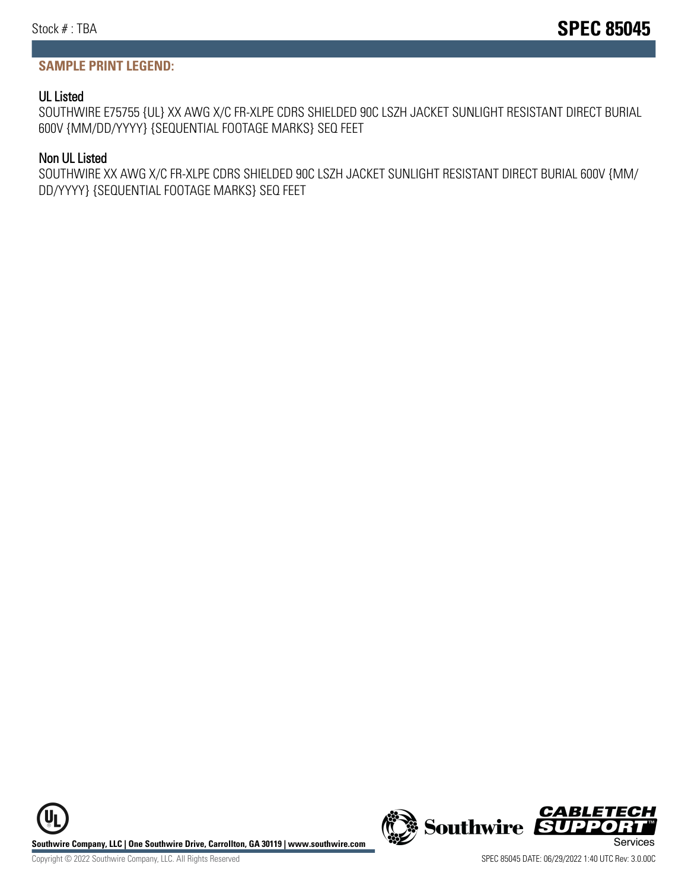## SAMPLE PRINT LEGEND:

### UL Listed

SOUTHWIRE E75755 {UL} XX AWG X/C FR-XLPE CDRS SHIELDED 90C LSZH JACKET SUNLIGHT RESISTANT DIRECT BURIAL 600V {MM/DD/YYYY} {SEQUENTIAL FOOTAGE MARKS} SEQ FEET

### Non UL Listed

SOUTHWIRE XX AWG X/C FR-XLPE CDRS SHIELDED 90C LSZH JACKET SUNLIGHT RESISTANT DIRECT BURIAL 600V {MM/DD/YYYY} {SEQUENTIAL FOOTAGE MARKS} SEQ FEET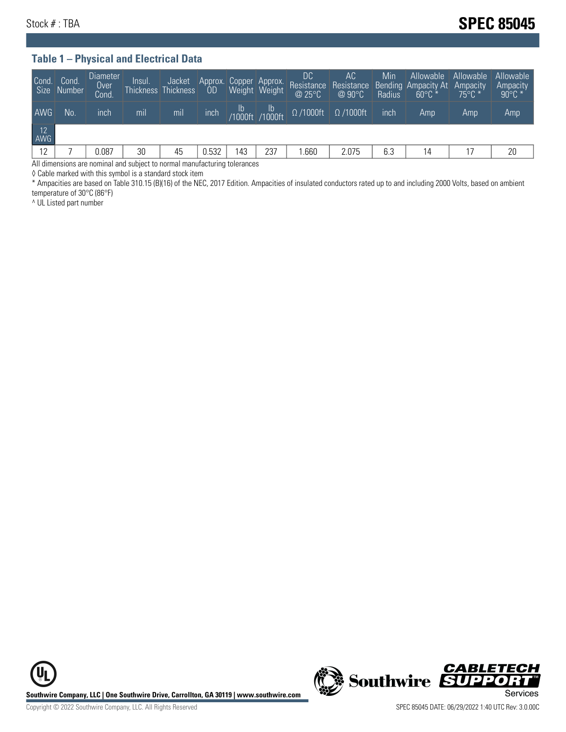### Table 1 – Physical and Electrical Data

| Cond. Size | Cond. Number | Diameter Over Cond. | Insul. Thickness | Jacket Thickness | Approx. OD | Copper Weight | Approx. Weight | DC Resistance @ 25°C | AC Resistance @ 90°C | Min Bending Radius | Allowable Ampacity At 60°C * | Allowable Ampacity 75°C * | Allowable Ampacity 90°C * |
|---|---|---|---|---|---|---|---|---|---|---|---|---|---|
| AWG | No. | inch | mil | mil | inch | lb /1000ft | lb /1000ft | Ω /1000ft | Ω /1000ft | inch | Amp | Amp | Amp |
| 12 AWG | | | | | | | | | | | | | |
| 12 | 7 | 0.087 | 30 | 45 | 0.532 | 143 | 237 | 1.660 | 2.075 | 6.3 | 14 | 17 | 20 |

All dimensions are nominal and subject to normal manufacturing tolerances

◊ Cable marked with this symbol is a standard stock item

* Ampacities are based on Table 310.15 (B)(16) of the NEC, 2017 Edition. Ampacities of insulated conductors rated up to and including 2000 Volts, based on ambient temperature of 30°C (86°F)

^ UL Listed part number

**Southwire Company, LLC | One Southwire Drive, Carrollton, GA 30119 | www.southwire.com**

Copyright © 2022 Southwire Company, LLC. All Rights Reserved

SPEC 85045 DATE: 06/29/2022 1:40 UTC Rev: 3.0.00C